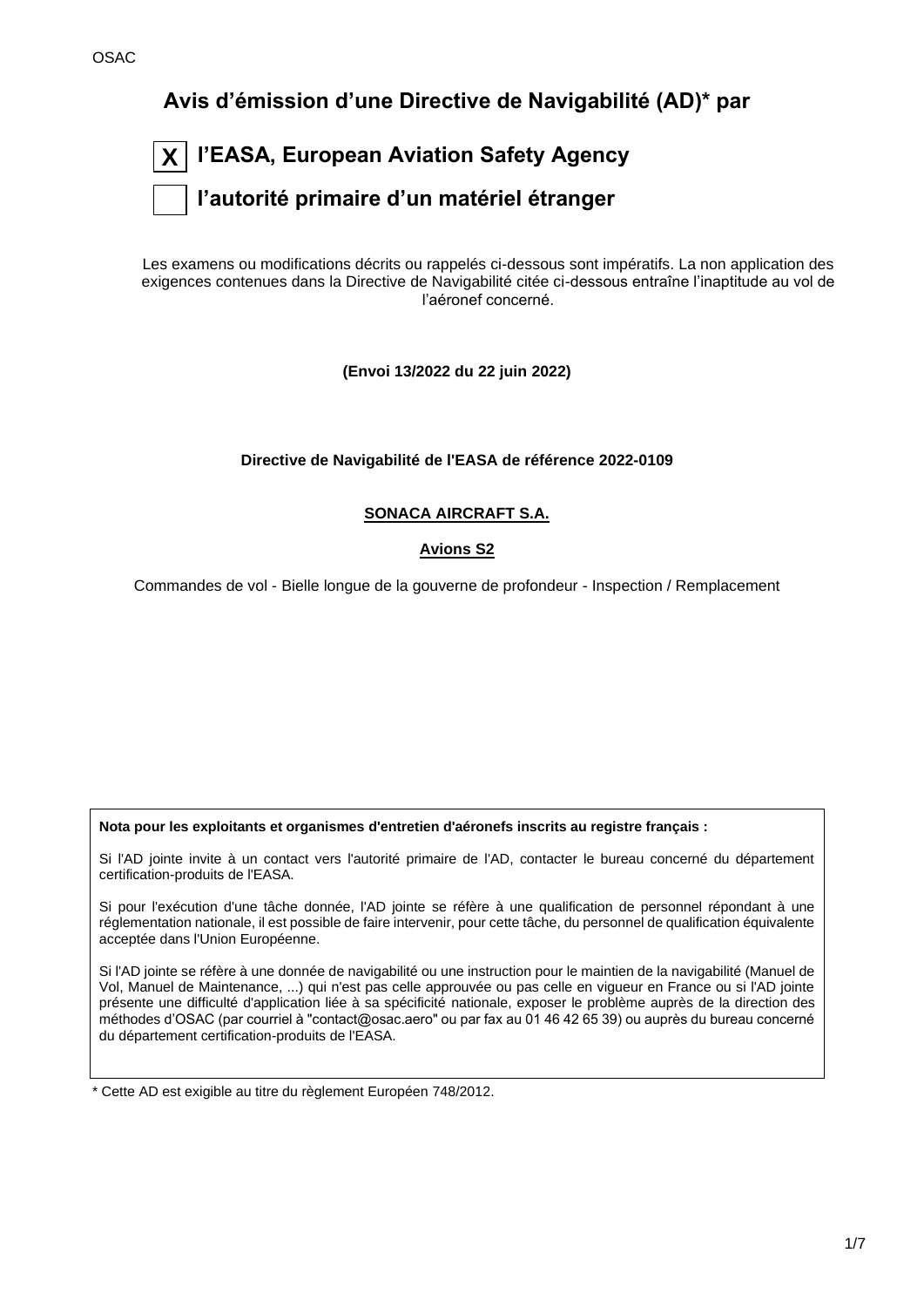OSAC

# Avis d’émission d’une Directive de Navigabilité (AD)* par

**[X] l’EASA, European Aviation Safety Agency**

**[ ] l’autorité primaire d’un matériel étranger**

Les examens ou modifications décrits ou rappelés ci-dessous sont impératifs. La non application des exigences contenues dans la Directive de Navigabilité citée ci-dessous entraîne l’inaptitude au vol de l’aéronef concerné.

**(Envoi 13/2022 du 22 juin 2022)**

**Directive de Navigabilité de l'EASA de référence 2022-0109**

**SONACA AIRCRAFT S.A.**

**Avions S2**

Commandes de vol - Bielle longue de la gouverne de profondeur - Inspection / Remplacement

**Nota pour les exploitants et organismes d'entretien d'aéronefs inscrits au registre français :**

Si l'AD jointe invite à un contact vers l'autorité primaire de l'AD, contacter le bureau concerné du département certification-produits de l'EASA.

Si pour l'exécution d'une tâche donnée, l'AD jointe se réfère à une qualification de personnel répondant à une réglementation nationale, il est possible de faire intervenir, pour cette tâche, du personnel de qualification équivalente acceptée dans l'Union Européenne.

Si l'AD jointe se réfère à une donnée de navigabilité ou une instruction pour le maintien de la navigabilité (Manuel de Vol, Manuel de Maintenance, ...) qui n'est pas celle approuvée ou pas celle en vigueur en France ou si l'AD jointe présente une difficulté d'application liée à sa spécificité nationale, exposer le problème auprès de la direction des méthodes d’OSAC (par courriel à "contact@osac.aero" ou par fax au 01 46 42 65 39) ou auprès du bureau concerné du département certification-produits de l'EASA.

\* Cette AD est exigible au titre du règlement Européen 748/2012.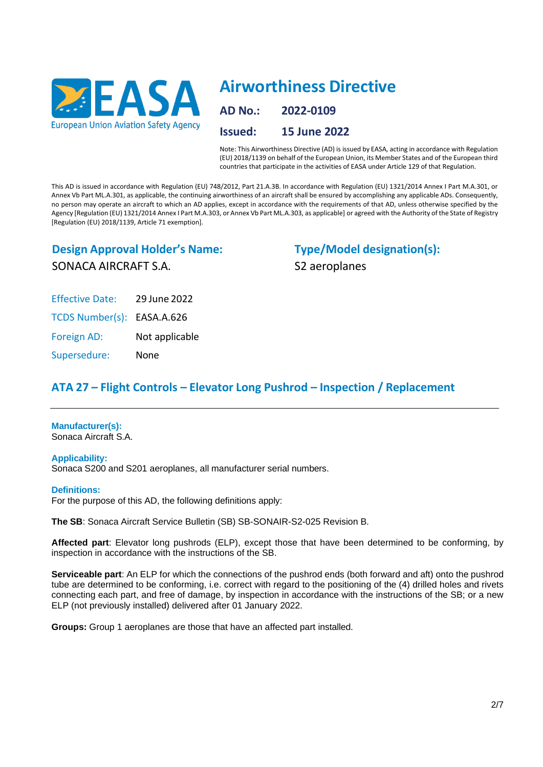# Airworthiness Directive

**AD No.:** 2022-0109

**Issued:** 15 June 2022

Note: This Airworthiness Directive (AD) is issued by EASA, acting in accordance with Regulation (EU) 2018/1139 on behalf of the European Union, its Member States and of the European third countries that participate in the activities of EASA under Article 129 of that Regulation.

This AD is issued in accordance with Regulation (EU) 748/2012, Part 21.A.3B. In accordance with Regulation (EU) 1321/2014 Annex I Part M.A.301, or Annex Vb Part ML.A.301, as applicable, the continuing airworthiness of an aircraft shall be ensured by accomplishing any applicable ADs. Consequently, no person may operate an aircraft to which an AD applies, except in accordance with the requirements of that AD, unless otherwise specified by the Agency [Regulation (EU) 1321/2014 Annex I Part M.A.303, or Annex Vb Part ML.A.303, as applicable] or agreed with the Authority of the State of Registry [Regulation (EU) 2018/1139, Article 71 exemption].

## Design Approval Holder's Name:

SONACA AIRCRAFT S.A.

## Type/Model designation(s):

S2 aeroplanes

Effective Date: 29 June 2022

TCDS Number(s): EASA.A.626

Foreign AD: Not applicable

Supersedure: None

## ATA 27 – Flight Controls – Elevator Long Pushrod – Inspection / Replacement

---

### Manufacturer(s):

Sonaca Aircraft S.A.

### Applicability:

Sonaca S200 and S201 aeroplanes, all manufacturer serial numbers.

### Definitions:

For the purpose of this AD, the following definitions apply:

**The SB**: Sonaca Aircraft Service Bulletin (SB) SB-SONAIR-S2-025 Revision B.

**Affected part**: Elevator long pushrods (ELP), except those that have been determined to be conforming, by inspection in accordance with the instructions of the SB.

**Serviceable part**: An ELP for which the connections of the pushrod ends (both forward and aft) onto the pushrod tube are determined to be conforming, i.e. correct with regard to the positioning of the (4) drilled holes and rivets connecting each part, and free of damage, by inspection in accordance with the instructions of the SB; or a new ELP (not previously installed) delivered after 01 January 2022.

**Groups:** Group 1 aeroplanes are those that have an affected part installed.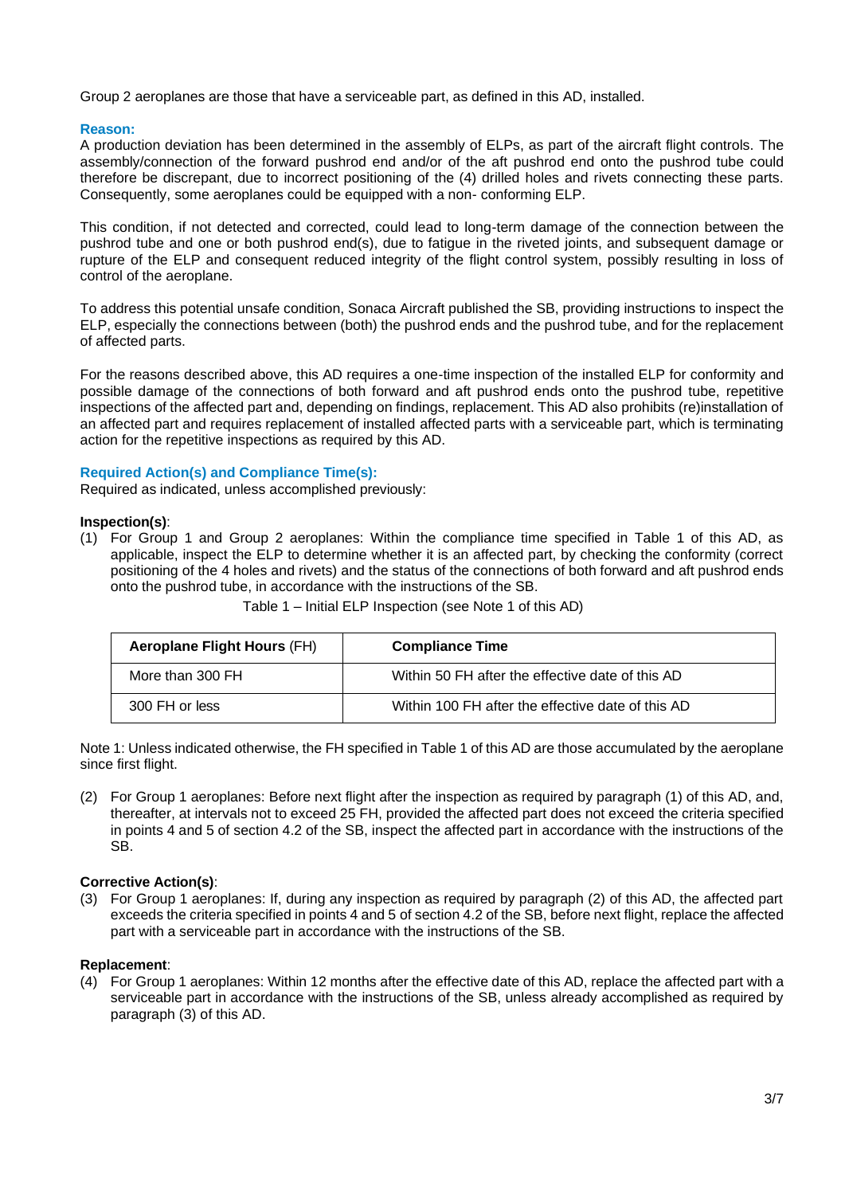Group 2 aeroplanes are those that have a serviceable part, as defined in this AD, installed.

**Reason:**

A production deviation has been determined in the assembly of ELPs, as part of the aircraft flight controls. The assembly/connection of the forward pushrod end and/or of the aft pushrod end onto the pushrod tube could therefore be discrepant, due to incorrect positioning of the (4) drilled holes and rivets connecting these parts. Consequently, some aeroplanes could be equipped with a non- conforming ELP.

This condition, if not detected and corrected, could lead to long-term damage of the connection between the pushrod tube and one or both pushrod end(s), due to fatigue in the riveted joints, and subsequent damage or rupture of the ELP and consequent reduced integrity of the flight control system, possibly resulting in loss of control of the aeroplane.

To address this potential unsafe condition, Sonaca Aircraft published the SB, providing instructions to inspect the ELP, especially the connections between (both) the pushrod ends and the pushrod tube, and for the replacement of affected parts.

For the reasons described above, this AD requires a one-time inspection of the installed ELP for conformity and possible damage of the connections of both forward and aft pushrod ends onto the pushrod tube, repetitive inspections of the affected part and, depending on findings, replacement. This AD also prohibits (re)installation of an affected part and requires replacement of installed affected parts with a serviceable part, which is terminating action for the repetitive inspections as required by this AD.

**Required Action(s) and Compliance Time(s):**

Required as indicated, unless accomplished previously:

**Inspection(s)**:

(1) For Group 1 and Group 2 aeroplanes: Within the compliance time specified in Table 1 of this AD, as applicable, inspect the ELP to determine whether it is an affected part, by checking the conformity (correct positioning of the 4 holes and rivets) and the status of the connections of both forward and aft pushrod ends onto the pushrod tube, in accordance with the instructions of the SB.

Table 1 – Initial ELP Inspection (see Note 1 of this AD)

| **Aeroplane Flight Hours** (FH) | **Compliance Time** |
|---|---|
| More than 300 FH | Within 50 FH after the effective date of this AD |
| 300 FH or less | Within 100 FH after the effective date of this AD |

Note 1: Unless indicated otherwise, the FH specified in Table 1 of this AD are those accumulated by the aeroplane since first flight.

(2) For Group 1 aeroplanes: Before next flight after the inspection as required by paragraph (1) of this AD, and, thereafter, at intervals not to exceed 25 FH, provided the affected part does not exceed the criteria specified in points 4 and 5 of section 4.2 of the SB, inspect the affected part in accordance with the instructions of the SB.

**Corrective Action(s)**:

(3) For Group 1 aeroplanes: If, during any inspection as required by paragraph (2) of this AD, the affected part exceeds the criteria specified in points 4 and 5 of section 4.2 of the SB, before next flight, replace the affected part with a serviceable part in accordance with the instructions of the SB.

**Replacement**:

(4) For Group 1 aeroplanes: Within 12 months after the effective date of this AD, replace the affected part with a serviceable part in accordance with the instructions of the SB, unless already accomplished as required by paragraph (3) of this AD.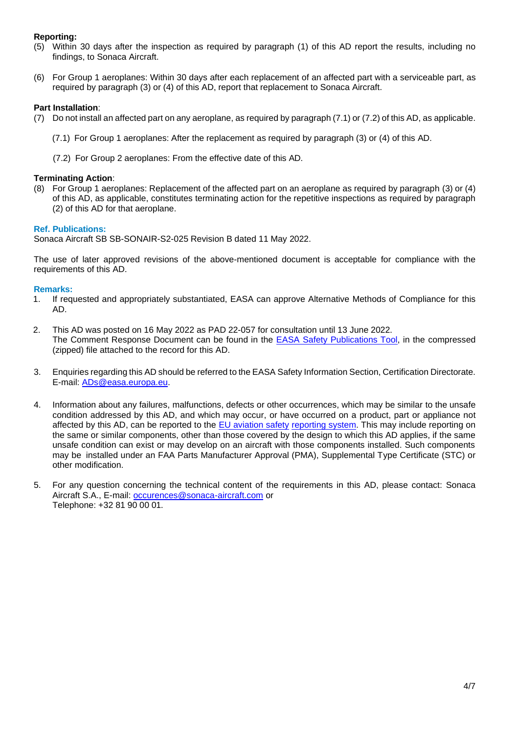**Reporting:**

(5) Within 30 days after the inspection as required by paragraph (1) of this AD report the results, including no findings, to Sonaca Aircraft.

(6) For Group 1 aeroplanes: Within 30 days after each replacement of an affected part with a serviceable part, as required by paragraph (3) or (4) of this AD, report that replacement to Sonaca Aircraft.

**Part Installation**:

(7) Do not install an affected part on any aeroplane, as required by paragraph (7.1) or (7.2) of this AD, as applicable.

(7.1) For Group 1 aeroplanes: After the replacement as required by paragraph (3) or (4) of this AD.

(7.2) For Group 2 aeroplanes: From the effective date of this AD.

**Terminating Action**:

(8) For Group 1 aeroplanes: Replacement of the affected part on an aeroplane as required by paragraph (3) or (4) of this AD, as applicable, constitutes terminating action for the repetitive inspections as required by paragraph (2) of this AD for that aeroplane.

**Ref. Publications:**

Sonaca Aircraft SB SB-SONAIR-S2-025 Revision B dated 11 May 2022.

The use of later approved revisions of the above-mentioned document is acceptable for compliance with the requirements of this AD.

**Remarks:**

1. If requested and appropriately substantiated, EASA can approve Alternative Methods of Compliance for this AD.

2. This AD was posted on 16 May 2022 as PAD 22-057 for consultation until 13 June 2022.
   The Comment Response Document can be found in the EASA Safety Publications Tool, in the compressed (zipped) file attached to the record for this AD.

3. Enquiries regarding this AD should be referred to the EASA Safety Information Section, Certification Directorate.
   E-mail: ADs@easa.europa.eu.

4. Information about any failures, malfunctions, defects or other occurrences, which may be similar to the unsafe condition addressed by this AD, and which may occur, or have occurred on a product, part or appliance not affected by this AD, can be reported to the EU aviation safety reporting system. This may include reporting on the same or similar components, other than those covered by the design to which this AD applies, if the same unsafe condition can exist or may develop on an aircraft with those components installed. Such components may be installed under an FAA Parts Manufacturer Approval (PMA), Supplemental Type Certificate (STC) or other modification.

5. For any question concerning the technical content of the requirements in this AD, please contact: Sonaca Aircraft S.A., E-mail: occurences@sonaca-aircraft.com or
   Telephone: +32 81 90 00 01.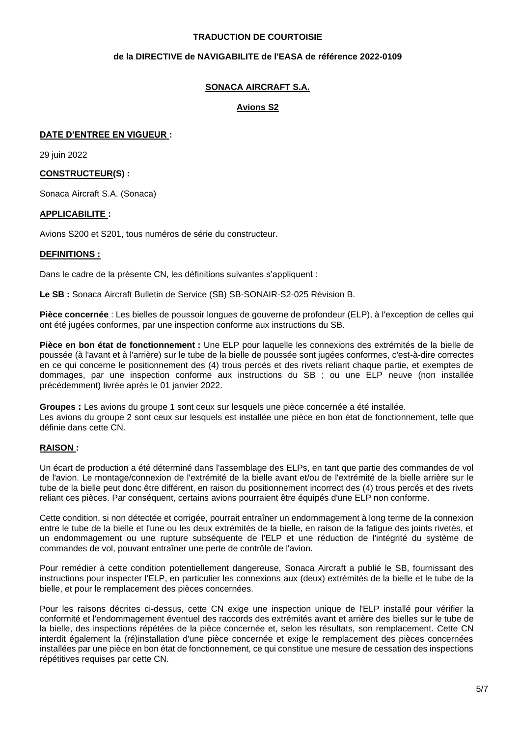**TRADUCTION DE COURTOISIE**

**de la DIRECTIVE de NAVIGABILITE de l'EASA de référence 2022-0109**

**SONACA AIRCRAFT S.A.**

**Avions S2**

**DATE D'ENTREE EN VIGUEUR :**

29 juin 2022

**CONSTRUCTEUR(S) :**

Sonaca Aircraft S.A. (Sonaca)

**APPLICABILITE :**

Avions S200 et S201, tous numéros de série du constructeur.

**DEFINITIONS :**

Dans le cadre de la présente CN, les définitions suivantes s'appliquent :

**Le SB :** Sonaca Aircraft Bulletin de Service (SB) SB-SONAIR-S2-025 Révision B.

**Pièce concernée** : Les bielles de poussoir longues de gouverne de profondeur (ELP), à l'exception de celles qui ont été jugées conformes, par une inspection conforme aux instructions du SB.

**Pièce en bon état de fonctionnement :** Une ELP pour laquelle les connexions des extrémités de la bielle de poussée (à l'avant et à l'arrière) sur le tube de la bielle de poussée sont jugées conformes, c'est-à-dire correctes en ce qui concerne le positionnement des (4) trous percés et des rivets reliant chaque partie, et exemptes de dommages, par une inspection conforme aux instructions du SB ; ou une ELP neuve (non installée précédemment) livrée après le 01 janvier 2022.

**Groupes :** Les avions du groupe 1 sont ceux sur lesquels une pièce concernée a été installée.
Les avions du groupe 2 sont ceux sur lesquels est installée une pièce en bon état de fonctionnement, telle que définie dans cette CN.

**RAISON :**

Un écart de production a été déterminé dans l'assemblage des ELPs, en tant que partie des commandes de vol de l'avion. Le montage/connexion de l'extrémité de la bielle avant et/ou de l'extrémité de la bielle arrière sur le tube de la bielle peut donc être différent, en raison du positionnement incorrect des (4) trous percés et des rivets reliant ces pièces. Par conséquent, certains avions pourraient être équipés d'une ELP non conforme.

Cette condition, si non détectée et corrigée, pourrait entraîner un endommagement à long terme de la connexion entre le tube de la bielle et l'une ou les deux extrémités de la bielle, en raison de la fatigue des joints rivetés, et un endommagement ou une rupture subséquente de l'ELP et une réduction de l'intégrité du système de commandes de vol, pouvant entraîner une perte de contrôle de l'avion.

Pour remédier à cette condition potentiellement dangereuse, Sonaca Aircraft a publié le SB, fournissant des instructions pour inspecter l'ELP, en particulier les connexions aux (deux) extrémités de la bielle et le tube de la bielle, et pour le remplacement des pièces concernées.

Pour les raisons décrites ci-dessus, cette CN exige une inspection unique de l'ELP installé pour vérifier la conformité et l'endommagement éventuel des raccords des extrémités avant et arrière des bielles sur le tube de la bielle, des inspections répétées de la pièce concernée et, selon les résultats, son remplacement. Cette CN interdit également la (ré)installation d'une pièce concernée et exige le remplacement des pièces concernées installées par une pièce en bon état de fonctionnement, ce qui constitue une mesure de cessation des inspections répétitives requises par cette CN.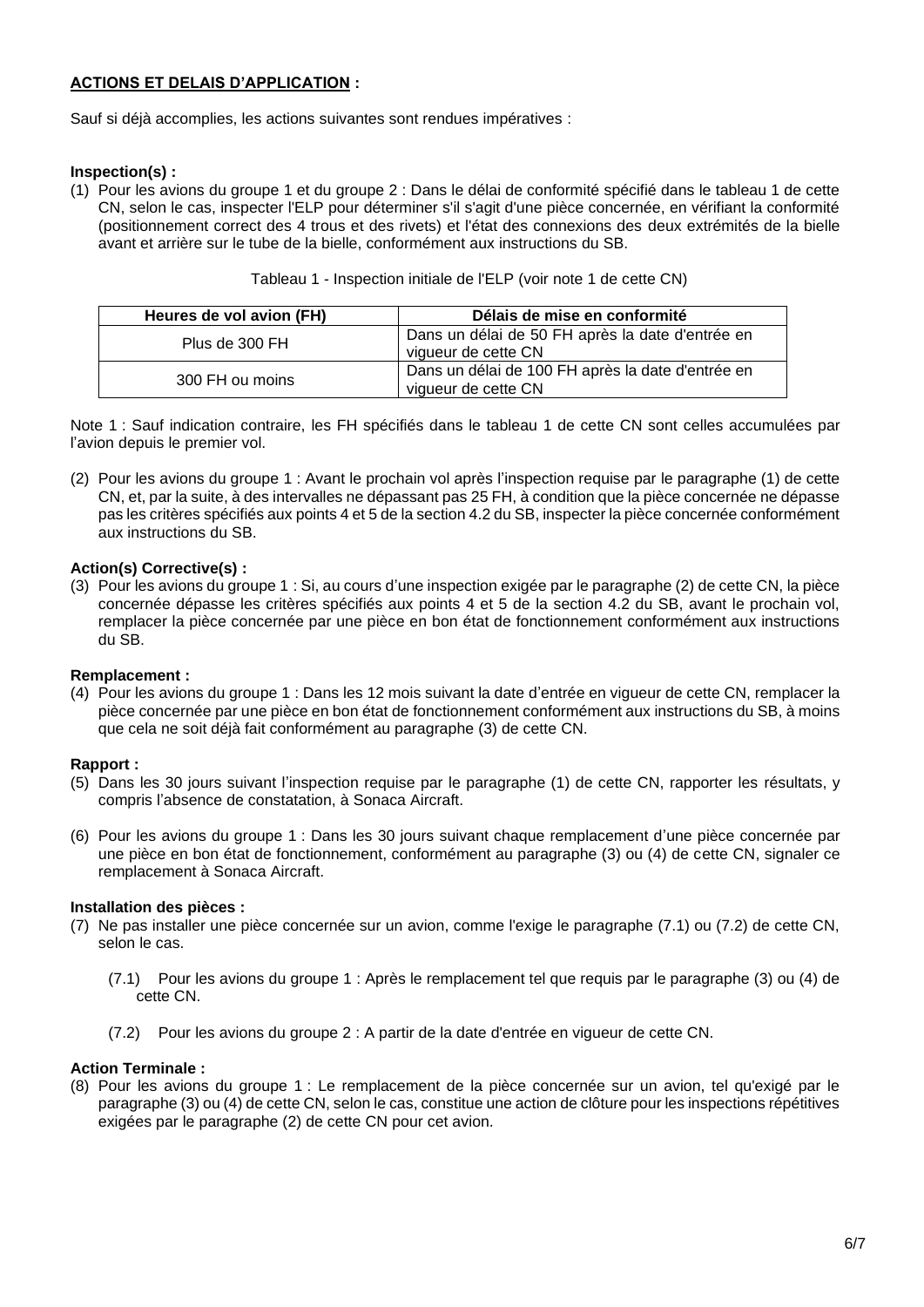**ACTIONS ET DELAIS D'APPLICATION :**

Sauf si déjà accomplies, les actions suivantes sont rendues impératives :

**Inspection(s) :**

(1) Pour les avions du groupe 1 et du groupe 2 : Dans le délai de conformité spécifié dans le tableau 1 de cette CN, selon le cas, inspecter l'ELP pour déterminer s'il s'agit d'une pièce concernée, en vérifiant la conformité (positionnement correct des 4 trous et des rivets) et l'état des connexions des deux extrémités de la bielle avant et arrière sur le tube de la bielle, conformément aux instructions du SB.

Tableau 1 - Inspection initiale de l'ELP (voir note 1 de cette CN)

| Heures de vol avion (FH) | Délais de mise en conformité |
|---|---|
| Plus de 300 FH | Dans un délai de 50 FH après la date d'entrée en vigueur de cette CN |
| 300 FH ou moins | Dans un délai de 100 FH après la date d'entrée en vigueur de cette CN |

Note 1 : Sauf indication contraire, les FH spécifiés dans le tableau 1 de cette CN sont celles accumulées par l'avion depuis le premier vol.

(2) Pour les avions du groupe 1 : Avant le prochain vol après l'inspection requise par le paragraphe (1) de cette CN, et, par la suite, à des intervalles ne dépassant pas 25 FH, à condition que la pièce concernée ne dépasse pas les critères spécifiés aux points 4 et 5 de la section 4.2 du SB, inspecter la pièce concernée conformément aux instructions du SB.

**Action(s) Corrective(s) :**

(3) Pour les avions du groupe 1 : Si, au cours d'une inspection exigée par le paragraphe (2) de cette CN, la pièce concernée dépasse les critères spécifiés aux points 4 et 5 de la section 4.2 du SB, avant le prochain vol, remplacer la pièce concernée par une pièce en bon état de fonctionnement conformément aux instructions du SB.

**Remplacement :**

(4) Pour les avions du groupe 1 : Dans les 12 mois suivant la date d'entrée en vigueur de cette CN, remplacer la pièce concernée par une pièce en bon état de fonctionnement conformément aux instructions du SB, à moins que cela ne soit déjà fait conformément au paragraphe (3) de cette CN.

**Rapport :**

(5) Dans les 30 jours suivant l'inspection requise par le paragraphe (1) de cette CN, rapporter les résultats, y compris l'absence de constatation, à Sonaca Aircraft.

(6) Pour les avions du groupe 1 : Dans les 30 jours suivant chaque remplacement d'une pièce concernée par une pièce en bon état de fonctionnement, conformément au paragraphe (3) ou (4) de cette CN, signaler ce remplacement à Sonaca Aircraft.

**Installation des pièces :**

(7) Ne pas installer une pièce concernée sur un avion, comme l'exige le paragraphe (7.1) ou (7.2) de cette CN, selon le cas.

(7.1) Pour les avions du groupe 1 : Après le remplacement tel que requis par le paragraphe (3) ou (4) de cette CN.

(7.2) Pour les avions du groupe 2 : A partir de la date d'entrée en vigueur de cette CN.

**Action Terminale :**

(8) Pour les avions du groupe 1 : Le remplacement de la pièce concernée sur un avion, tel qu'exigé par le paragraphe (3) ou (4) de cette CN, selon le cas, constitue une action de clôture pour les inspections répétitives exigées par le paragraphe (2) de cette CN pour cet avion.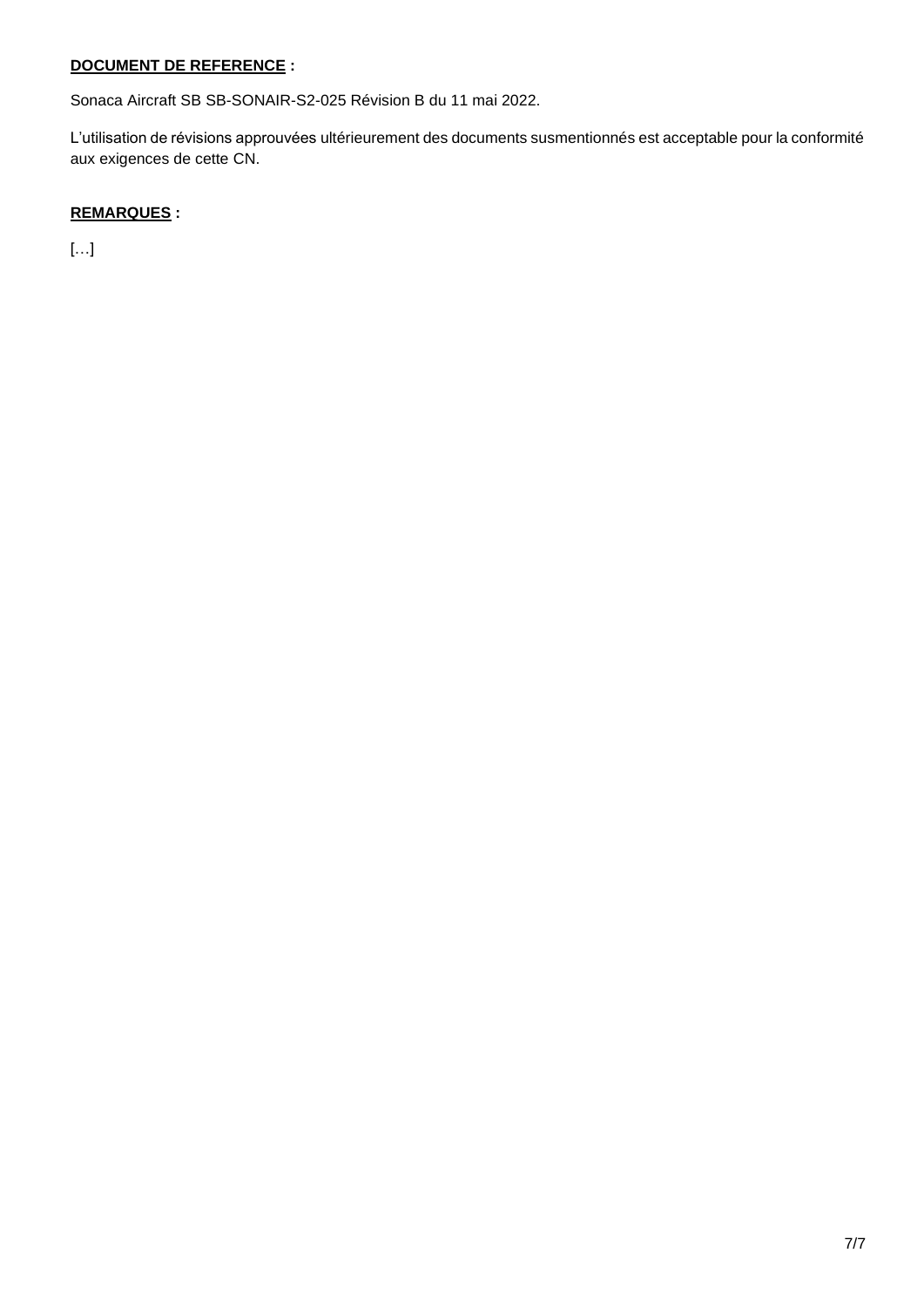**DOCUMENT DE REFERENCE :**

Sonaca Aircraft SB SB-SONAIR-S2-025 Révision B du 11 mai 2022.

L'utilisation de révisions approuvées ultérieurement des documents susmentionnés est acceptable pour la conformité aux exigences de cette CN.

**REMARQUES :**

[…]